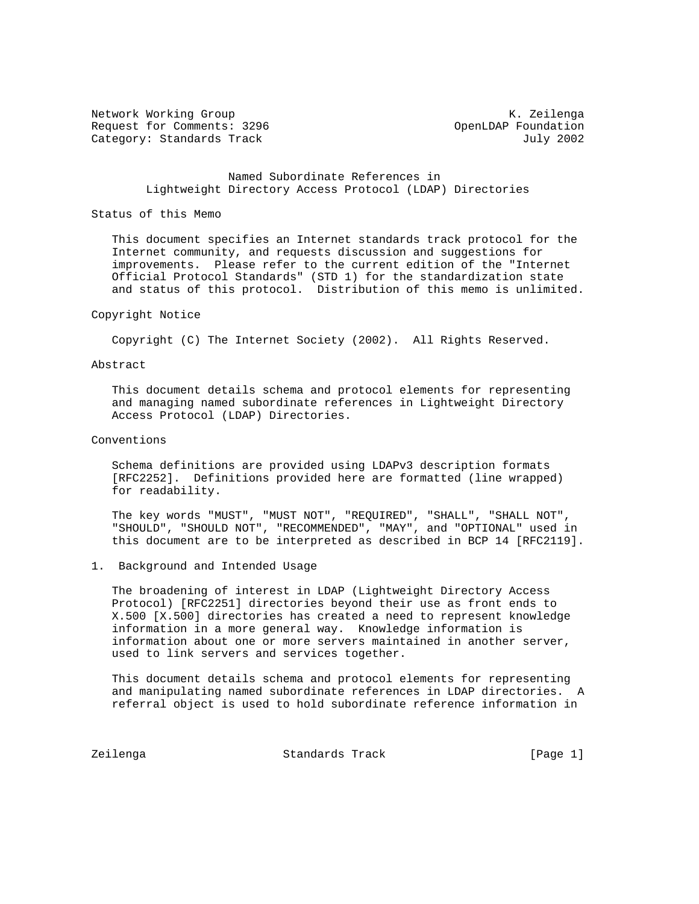Network Working Group K. Zeilenga
Request for Comments: 3296 OpenLDAP Foundation
Category: Standards Track July 2002

# Named Subordinate References in Lightweight Directory Access Protocol (LDAP) Directories

## Status of this Memo

This document specifies an Internet standards track protocol for the Internet community, and requests discussion and suggestions for improvements. Please refer to the current edition of the "Internet Official Protocol Standards" (STD 1) for the standardization state and status of this protocol. Distribution of this memo is unlimited.

## Copyright Notice

Copyright (C) The Internet Society (2002). All Rights Reserved.

## Abstract

This document details schema and protocol elements for representing and managing named subordinate references in Lightweight Directory Access Protocol (LDAP) Directories.

## Conventions

Schema definitions are provided using LDAPv3 description formats [RFC2252]. Definitions provided here are formatted (line wrapped) for readability.

The key words "MUST", "MUST NOT", "REQUIRED", "SHALL", "SHALL NOT", "SHOULD", "SHOULD NOT", "RECOMMENDED", "MAY", and "OPTIONAL" used in this document are to be interpreted as described in BCP 14 [RFC2119].

## 1. Background and Intended Usage

The broadening of interest in LDAP (Lightweight Directory Access Protocol) [RFC2251] directories beyond their use as front ends to X.500 [X.500] directories has created a need to represent knowledge information in a more general way. Knowledge information is information about one or more servers maintained in another server, used to link servers and services together.

This document details schema and protocol elements for representing and manipulating named subordinate references in LDAP directories. A referral object is used to hold subordinate reference information in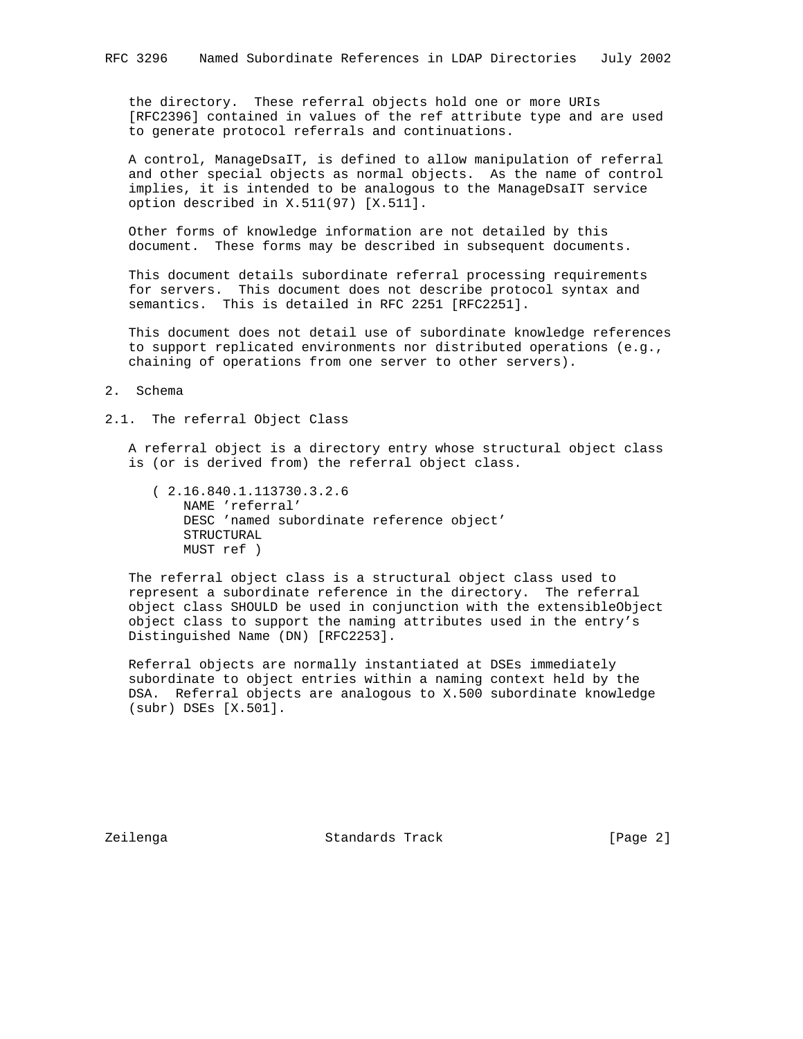the directory. These referral objects hold one or more URIs [RFC2396] contained in values of the ref attribute type and are used to generate protocol referrals and continuations.

A control, ManageDsaIT, is defined to allow manipulation of referral and other special objects as normal objects. As the name of control implies, it is intended to be analogous to the ManageDsaIT service option described in X.511(97) [X.511].

Other forms of knowledge information are not detailed by this document. These forms may be described in subsequent documents.

This document details subordinate referral processing requirements for servers. This document does not describe protocol syntax and semantics. This is detailed in RFC 2251 [RFC2251].

This document does not detail use of subordinate knowledge references to support replicated environments nor distributed operations (e.g., chaining of operations from one server to other servers).

## 2. Schema

### 2.1. The referral Object Class

A referral object is a directory entry whose structural object class is (or is derived from) the referral object class.

```
( 2.16.840.1.113730.3.2.6
    NAME 'referral'
    DESC 'named subordinate reference object'
    STRUCTURAL
    MUST ref )
```

The referral object class is a structural object class used to represent a subordinate reference in the directory. The referral object class SHOULD be used in conjunction with the extensibleObject object class to support the naming attributes used in the entry's Distinguished Name (DN) [RFC2253].

Referral objects are normally instantiated at DSEs immediately subordinate to object entries within a naming context held by the DSA. Referral objects are analogous to X.500 subordinate knowledge (subr) DSEs [X.501].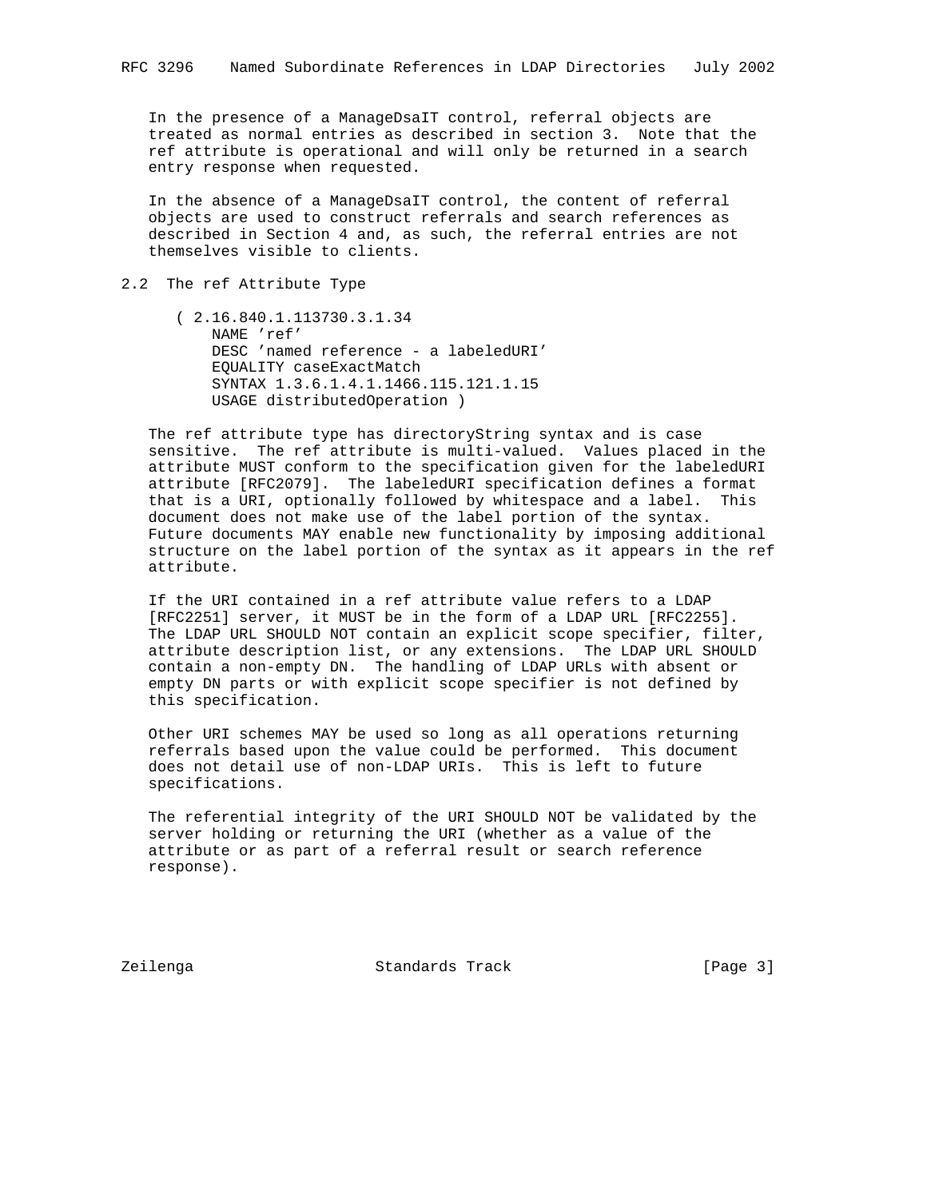In the presence of a ManageDsaIT control, referral objects are treated as normal entries as described in section 3. Note that the ref attribute is operational and will only be returned in a search entry response when requested.

In the absence of a ManageDsaIT control, the content of referral objects are used to construct referrals and search references as described in Section 4 and, as such, the referral entries are not themselves visible to clients.

## 2.2 The ref Attribute Type

```
( 2.16.840.1.113730.3.1.34
    NAME 'ref'
    DESC 'named reference - a labeledURI'
    EQUALITY caseExactMatch
    SYNTAX 1.3.6.1.4.1.1466.115.121.1.15
    USAGE distributedOperation )
```

The ref attribute type has directoryString syntax and is case sensitive. The ref attribute is multi-valued. Values placed in the attribute MUST conform to the specification given for the labeledURI attribute [RFC2079]. The labeledURI specification defines a format that is a URI, optionally followed by whitespace and a label. This document does not make use of the label portion of the syntax. Future documents MAY enable new functionality by imposing additional structure on the label portion of the syntax as it appears in the ref attribute.

If the URI contained in a ref attribute value refers to a LDAP [RFC2251] server, it MUST be in the form of a LDAP URL [RFC2255]. The LDAP URL SHOULD NOT contain an explicit scope specifier, filter, attribute description list, or any extensions. The LDAP URL SHOULD contain a non-empty DN. The handling of LDAP URLs with absent or empty DN parts or with explicit scope specifier is not defined by this specification.

Other URI schemes MAY be used so long as all operations returning referrals based upon the value could be performed. This document does not detail use of non-LDAP URIs. This is left to future specifications.

The referential integrity of the URI SHOULD NOT be validated by the server holding or returning the URI (whether as a value of the attribute or as part of a referral result or search reference response).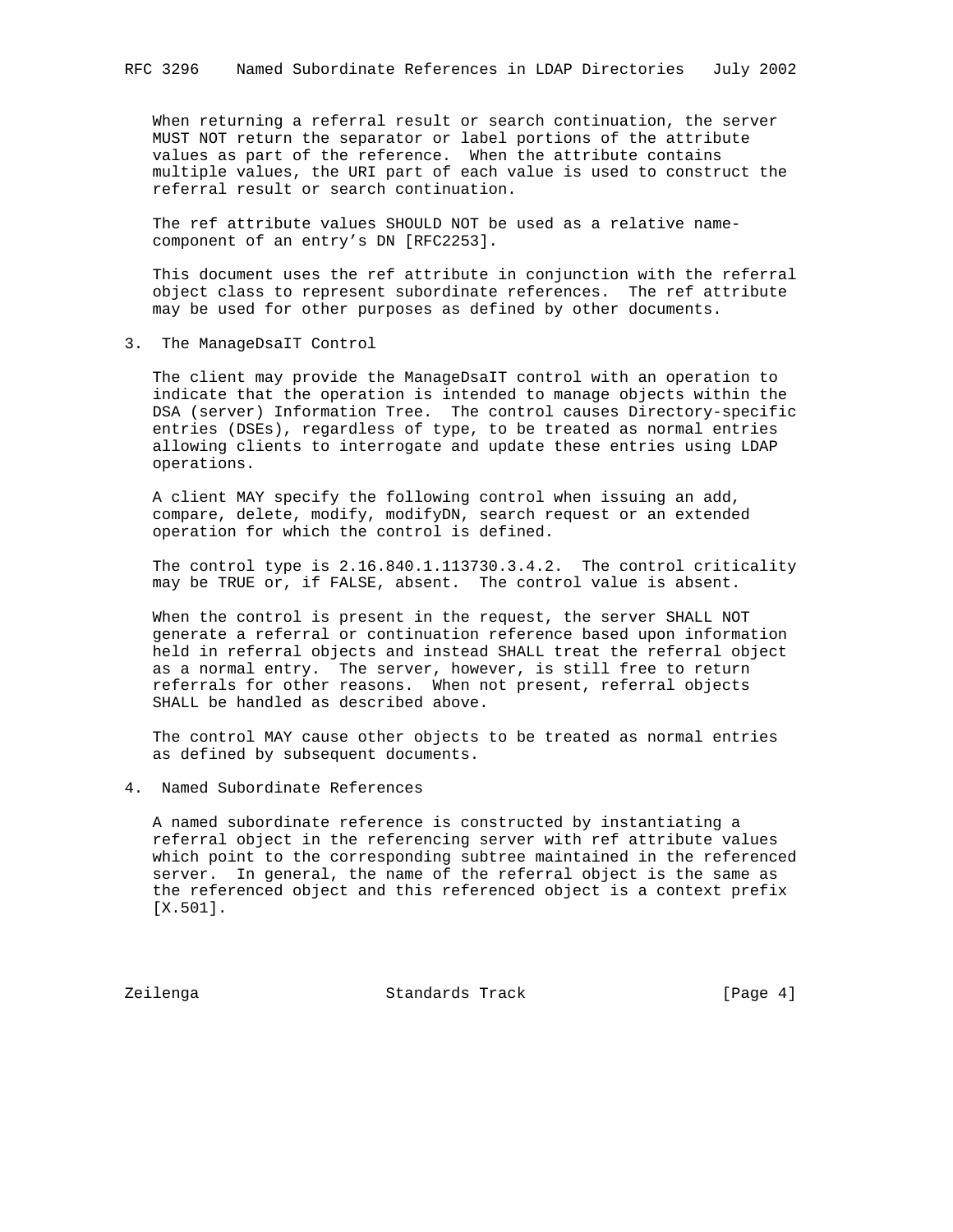When returning a referral result or search continuation, the server MUST NOT return the separator or label portions of the attribute values as part of the reference. When the attribute contains multiple values, the URI part of each value is used to construct the referral result or search continuation.

The ref attribute values SHOULD NOT be used as a relative name-component of an entry's DN [RFC2253].

This document uses the ref attribute in conjunction with the referral object class to represent subordinate references. The ref attribute may be used for other purposes as defined by other documents.

## 3. The ManageDsaIT Control

The client may provide the ManageDsaIT control with an operation to indicate that the operation is intended to manage objects within the DSA (server) Information Tree. The control causes Directory-specific entries (DSEs), regardless of type, to be treated as normal entries allowing clients to interrogate and update these entries using LDAP operations.

A client MAY specify the following control when issuing an add, compare, delete, modify, modifyDN, search request or an extended operation for which the control is defined.

The control type is 2.16.840.1.113730.3.4.2. The control criticality may be TRUE or, if FALSE, absent. The control value is absent.

When the control is present in the request, the server SHALL NOT generate a referral or continuation reference based upon information held in referral objects and instead SHALL treat the referral object as a normal entry. The server, however, is still free to return referrals for other reasons. When not present, referral objects SHALL be handled as described above.

The control MAY cause other objects to be treated as normal entries as defined by subsequent documents.

## 4. Named Subordinate References

A named subordinate reference is constructed by instantiating a referral object in the referencing server with ref attribute values which point to the corresponding subtree maintained in the referenced server. In general, the name of the referral object is the same as the referenced object and this referenced object is a context prefix [X.501].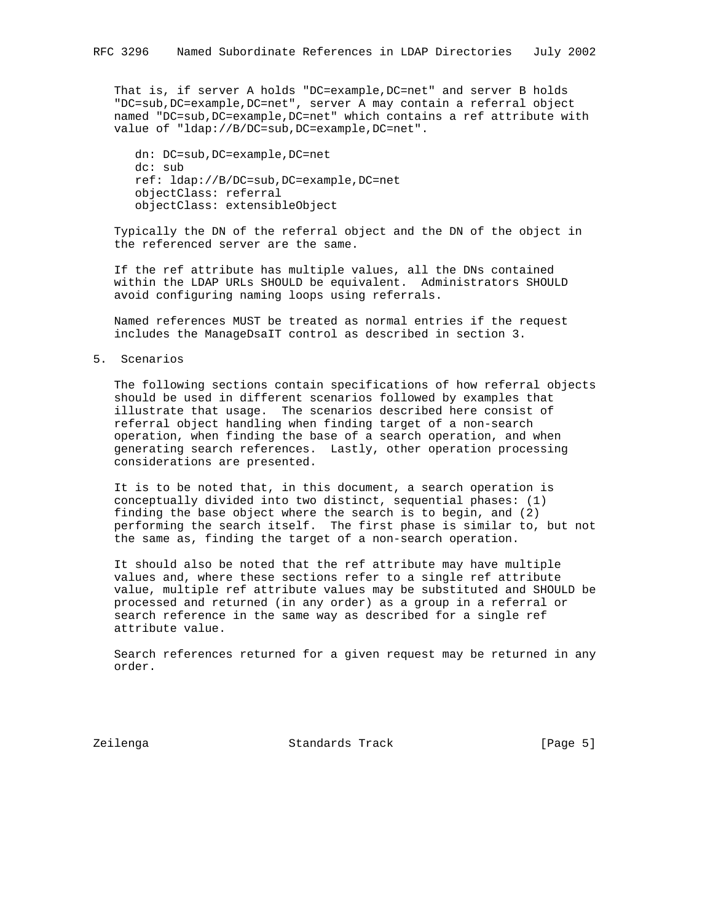That is, if server A holds "DC=example,DC=net" and server B holds "DC=sub,DC=example,DC=net", server A may contain a referral object named "DC=sub,DC=example,DC=net" which contains a ref attribute with value of "ldap://B/DC=sub,DC=example,DC=net".

```
dn: DC=sub,DC=example,DC=net
dc: sub
ref: ldap://B/DC=sub,DC=example,DC=net
objectClass: referral
objectClass: extensibleObject
```

Typically the DN of the referral object and the DN of the object in the referenced server are the same.

If the ref attribute has multiple values, all the DNs contained within the LDAP URLs SHOULD be equivalent. Administrators SHOULD avoid configuring naming loops using referrals.

Named references MUST be treated as normal entries if the request includes the ManageDsaIT control as described in section 3.

## 5. Scenarios

The following sections contain specifications of how referral objects should be used in different scenarios followed by examples that illustrate that usage. The scenarios described here consist of referral object handling when finding target of a non-search operation, when finding the base of a search operation, and when generating search references. Lastly, other operation processing considerations are presented.

It is to be noted that, in this document, a search operation is conceptually divided into two distinct, sequential phases: (1) finding the base object where the search is to begin, and (2) performing the search itself. The first phase is similar to, but not the same as, finding the target of a non-search operation.

It should also be noted that the ref attribute may have multiple values and, where these sections refer to a single ref attribute value, multiple ref attribute values may be substituted and SHOULD be processed and returned (in any order) as a group in a referral or search reference in the same way as described for a single ref attribute value.

Search references returned for a given request may be returned in any order.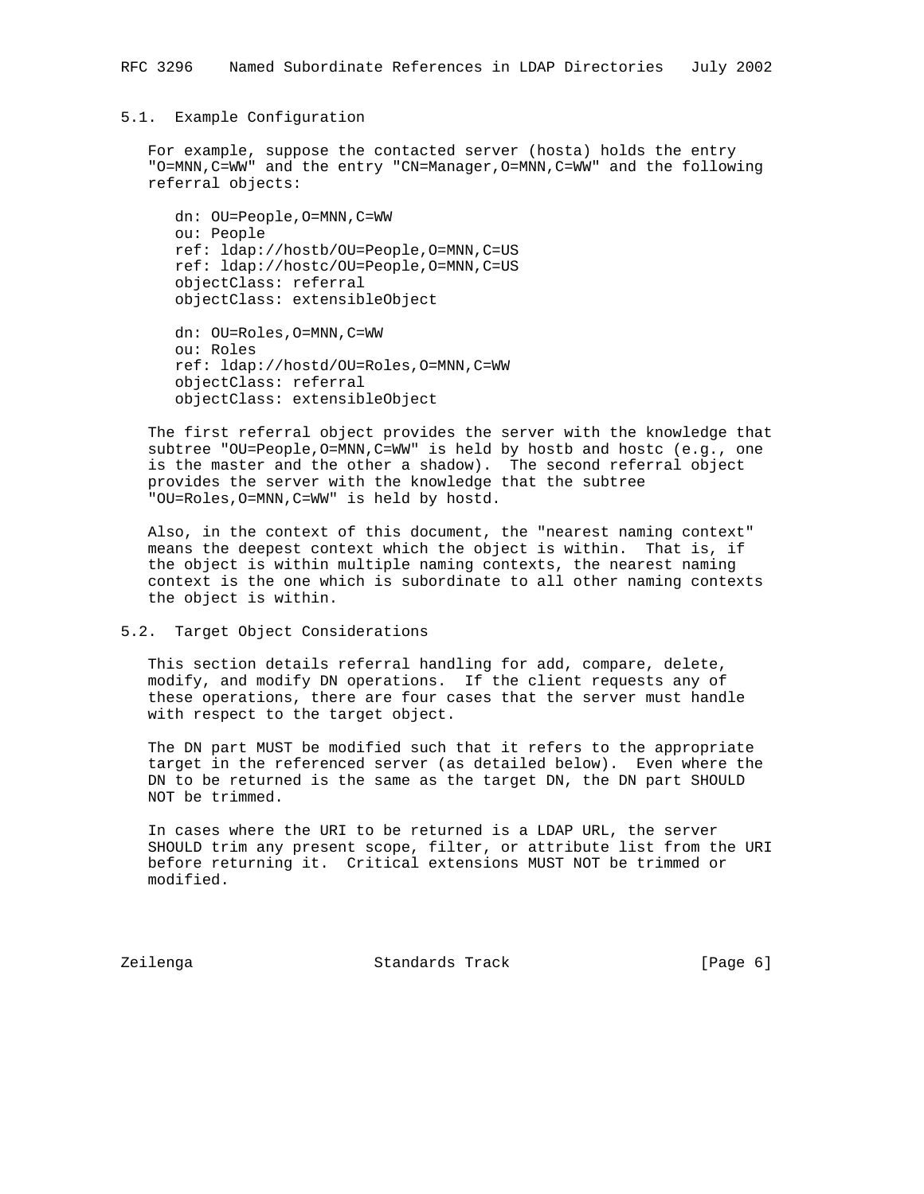### 5.1. Example Configuration

For example, suppose the contacted server (hosta) holds the entry "O=MNN,C=WW" and the entry "CN=Manager,O=MNN,C=WW" and the following referral objects:

```
dn: OU=People,O=MNN,C=WW
ou: People
ref: ldap://hostb/OU=People,O=MNN,C=US
ref: ldap://hostc/OU=People,O=MNN,C=US
objectClass: referral
objectClass: extensibleObject

dn: OU=Roles,O=MNN,C=WW
ou: Roles
ref: ldap://hostd/OU=Roles,O=MNN,C=WW
objectClass: referral
objectClass: extensibleObject
```

The first referral object provides the server with the knowledge that subtree "OU=People,O=MNN,C=WW" is held by hostb and hostc (e.g., one is the master and the other a shadow). The second referral object provides the server with the knowledge that the subtree "OU=Roles,O=MNN,C=WW" is held by hostd.

Also, in the context of this document, the "nearest naming context" means the deepest context which the object is within. That is, if the object is within multiple naming contexts, the nearest naming context is the one which is subordinate to all other naming contexts the object is within.

### 5.2. Target Object Considerations

This section details referral handling for add, compare, delete, modify, and modify DN operations. If the client requests any of these operations, there are four cases that the server must handle with respect to the target object.

The DN part MUST be modified such that it refers to the appropriate target in the referenced server (as detailed below). Even where the DN to be returned is the same as the target DN, the DN part SHOULD NOT be trimmed.

In cases where the URI to be returned is a LDAP URL, the server SHOULD trim any present scope, filter, or attribute list from the URI before returning it. Critical extensions MUST NOT be trimmed or modified.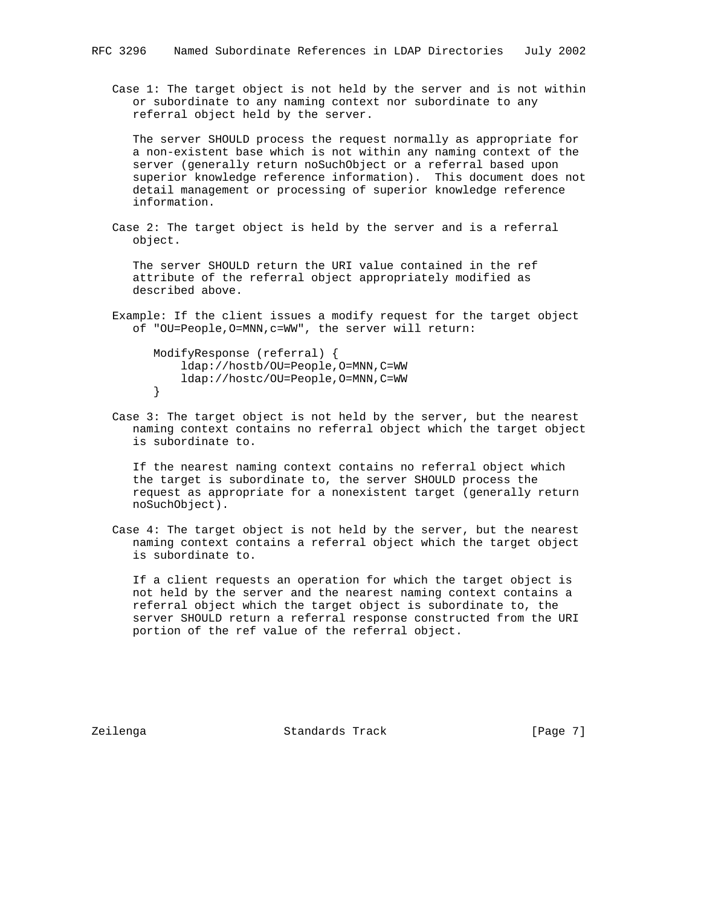Case 1: The target object is not held by the server and is not within or subordinate to any naming context nor subordinate to any referral object held by the server.

The server SHOULD process the request normally as appropriate for a non-existent base which is not within any naming context of the server (generally return noSuchObject or a referral based upon superior knowledge reference information). This document does not detail management or processing of superior knowledge reference information.

Case 2: The target object is held by the server and is a referral object.

The server SHOULD return the URI value contained in the ref attribute of the referral object appropriately modified as described above.

Example: If the client issues a modify request for the target object of "OU=People,O=MNN,c=WW", the server will return:

```
ModifyResponse (referral) {
    ldap://hostb/OU=People,O=MNN,C=WW
    ldap://hostc/OU=People,O=MNN,C=WW
}
```

Case 3: The target object is not held by the server, but the nearest naming context contains no referral object which the target object is subordinate to.

If the nearest naming context contains no referral object which the target is subordinate to, the server SHOULD process the request as appropriate for a nonexistent target (generally return noSuchObject).

Case 4: The target object is not held by the server, but the nearest naming context contains a referral object which the target object is subordinate to.

If a client requests an operation for which the target object is not held by the server and the nearest naming context contains a referral object which the target object is subordinate to, the server SHOULD return a referral response constructed from the URI portion of the ref value of the referral object.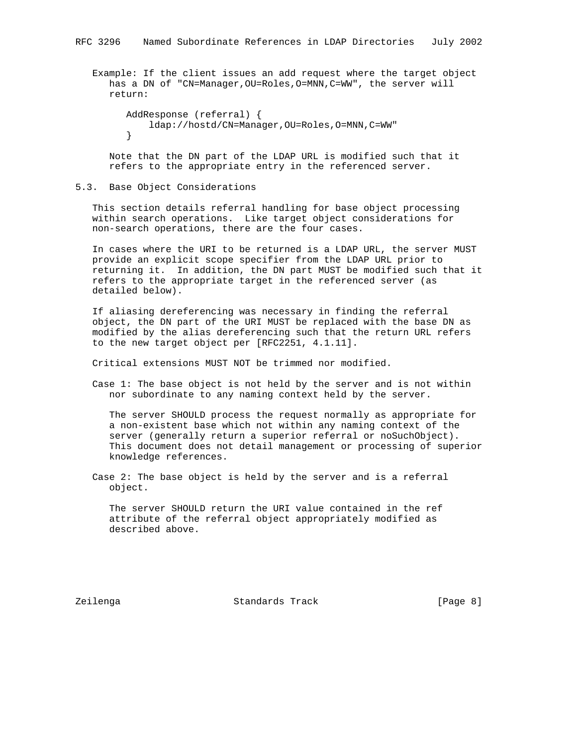Example: If the client issues an add request where the target object has a DN of "CN=Manager,OU=Roles,O=MNN,C=WW", the server will return:

```
AddResponse (referral) {
    ldap://hostd/CN=Manager,OU=Roles,O=MNN,C=WW"
}
```

Note that the DN part of the LDAP URL is modified such that it refers to the appropriate entry in the referenced server.

## 5.3. Base Object Considerations

This section details referral handling for base object processing within search operations. Like target object considerations for non-search operations, there are the four cases.

In cases where the URI to be returned is a LDAP URL, the server MUST provide an explicit scope specifier from the LDAP URL prior to returning it. In addition, the DN part MUST be modified such that it refers to the appropriate target in the referenced server (as detailed below).

If aliasing dereferencing was necessary in finding the referral object, the DN part of the URI MUST be replaced with the base DN as modified by the alias dereferencing such that the return URL refers to the new target object per [RFC2251, 4.1.11].

Critical extensions MUST NOT be trimmed nor modified.

Case 1: The base object is not held by the server and is not within nor subordinate to any naming context held by the server.

The server SHOULD process the request normally as appropriate for a non-existent base which not within any naming context of the server (generally return a superior referral or noSuchObject). This document does not detail management or processing of superior knowledge references.

Case 2: The base object is held by the server and is a referral object.

The server SHOULD return the URI value contained in the ref attribute of the referral object appropriately modified as described above.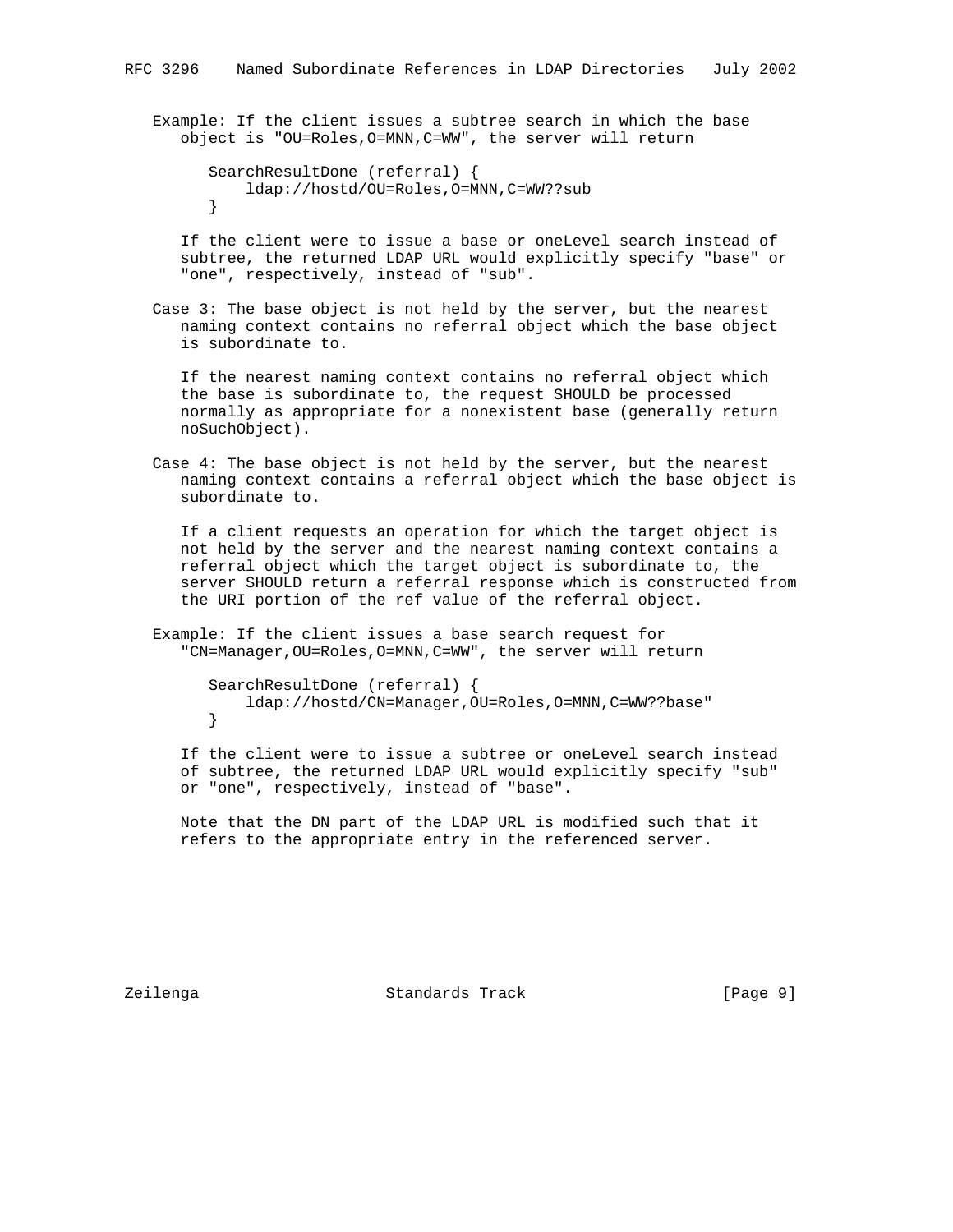Example: If the client issues a subtree search in which the base object is "OU=Roles,O=MNN,C=WW", the server will return

```
SearchResultDone (referral) {
    ldap://hostd/OU=Roles,O=MNN,C=WW??sub
}
```

If the client were to issue a base or oneLevel search instead of subtree, the returned LDAP URL would explicitly specify "base" or "one", respectively, instead of "sub".

Case 3: The base object is not held by the server, but the nearest naming context contains no referral object which the base object is subordinate to.

If the nearest naming context contains no referral object which the base is subordinate to, the request SHOULD be processed normally as appropriate for a nonexistent base (generally return noSuchObject).

Case 4: The base object is not held by the server, but the nearest naming context contains a referral object which the base object is subordinate to.

If a client requests an operation for which the target object is not held by the server and the nearest naming context contains a referral object which the target object is subordinate to, the server SHOULD return a referral response which is constructed from the URI portion of the ref value of the referral object.

Example: If the client issues a base search request for "CN=Manager,OU=Roles,O=MNN,C=WW", the server will return

```
SearchResultDone (referral) {
    ldap://hostd/CN=Manager,OU=Roles,O=MNN,C=WW??base"
}
```

If the client were to issue a subtree or oneLevel search instead of subtree, the returned LDAP URL would explicitly specify "sub" or "one", respectively, instead of "base".

Note that the DN part of the LDAP URL is modified such that it refers to the appropriate entry in the referenced server.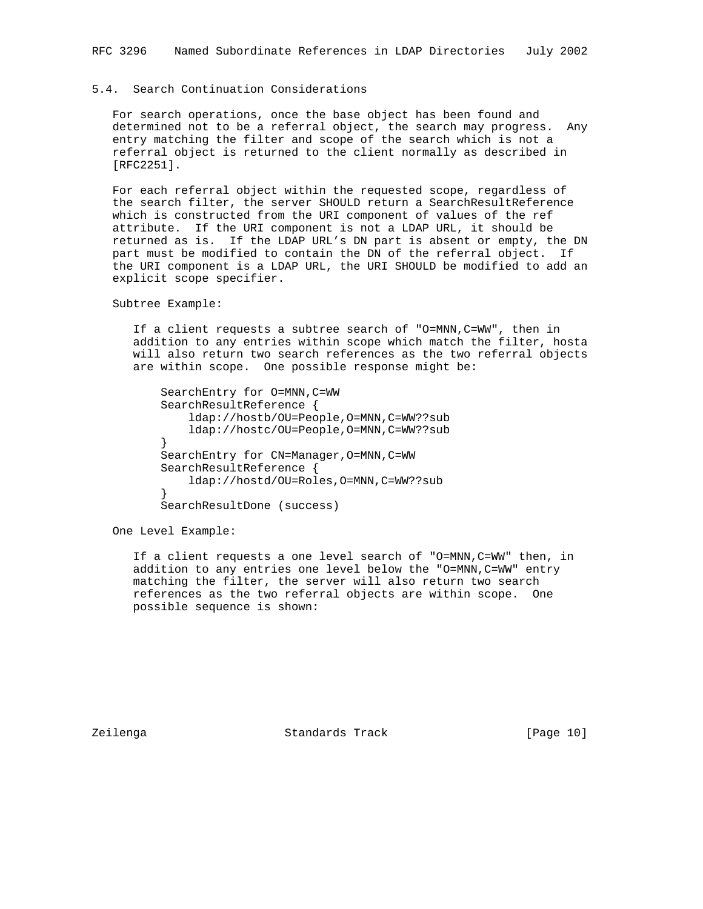### 5.4. Search Continuation Considerations

For search operations, once the base object has been found and determined not to be a referral object, the search may progress. Any entry matching the filter and scope of the search which is not a referral object is returned to the client normally as described in [RFC2251].

For each referral object within the requested scope, regardless of the search filter, the server SHOULD return a SearchResultReference which is constructed from the URI component of values of the ref attribute. If the URI component is not a LDAP URL, it should be returned as is. If the LDAP URL's DN part is absent or empty, the DN part must be modified to contain the DN of the referral object. If the URI component is a LDAP URL, the URI SHOULD be modified to add an explicit scope specifier.

Subtree Example:

If a client requests a subtree search of "O=MNN,C=WW", then in addition to any entries within scope which match the filter, hosta will also return two search references as the two referral objects are within scope. One possible response might be:

```
SearchEntry for O=MNN,C=WW
SearchResultReference {
    ldap://hostb/OU=People,O=MNN,C=WW??sub
    ldap://hostc/OU=People,O=MNN,C=WW??sub
}
SearchEntry for CN=Manager,O=MNN,C=WW
SearchResultReference {
    ldap://hostd/OU=Roles,O=MNN,C=WW??sub
}
SearchResultDone (success)
```

One Level Example:

If a client requests a one level search of "O=MNN,C=WW" then, in addition to any entries one level below the "O=MNN,C=WW" entry matching the filter, the server will also return two search references as the two referral objects are within scope. One possible sequence is shown: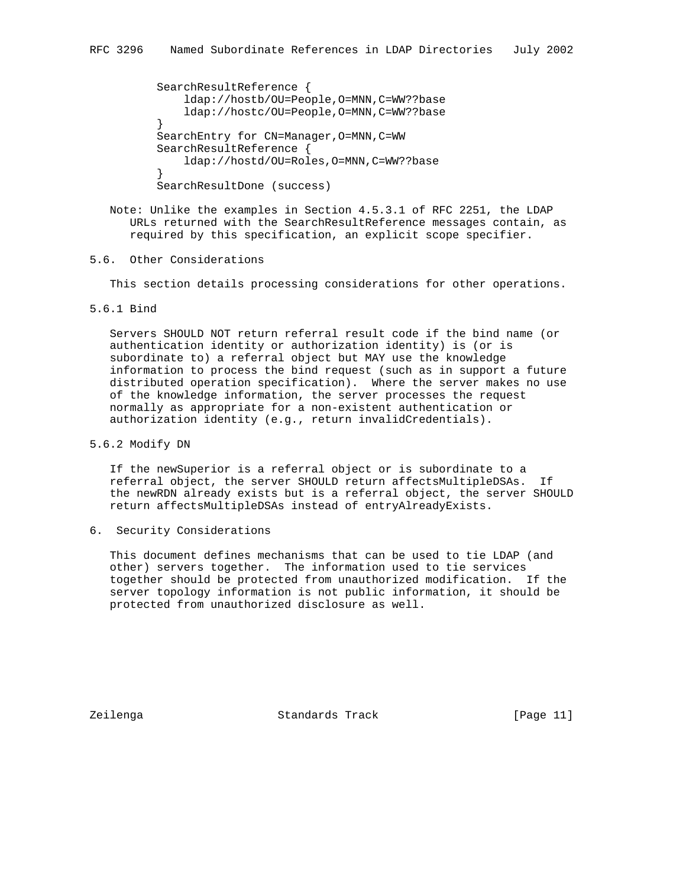```
SearchResultReference {
    ldap://hostb/OU=People,O=MNN,C=WW??base
    ldap://hostc/OU=People,O=MNN,C=WW??base
}
SearchEntry for CN=Manager,O=MNN,C=WW
SearchResultReference {
    ldap://hostd/OU=Roles,O=MNN,C=WW??base
}
SearchResultDone (success)
```

Note: Unlike the examples in Section 4.5.3.1 of RFC 2251, the LDAP URLs returned with the SearchResultReference messages contain, as required by this specification, an explicit scope specifier.

### 5.6. Other Considerations

This section details processing considerations for other operations.

#### 5.6.1 Bind

Servers SHOULD NOT return referral result code if the bind name (or authentication identity or authorization identity) is (or is subordinate to) a referral object but MAY use the knowledge information to process the bind request (such as in support a future distributed operation specification). Where the server makes no use of the knowledge information, the server processes the request normally as appropriate for a non-existent authentication or authorization identity (e.g., return invalidCredentials).

#### 5.6.2 Modify DN

If the newSuperior is a referral object or is subordinate to a referral object, the server SHOULD return affectsMultipleDSAs. If the newRDN already exists but is a referral object, the server SHOULD return affectsMultipleDSAs instead of entryAlreadyExists.

## 6. Security Considerations

This document defines mechanisms that can be used to tie LDAP (and other) servers together. The information used to tie services together should be protected from unauthorized modification. If the server topology information is not public information, it should be protected from unauthorized disclosure as well.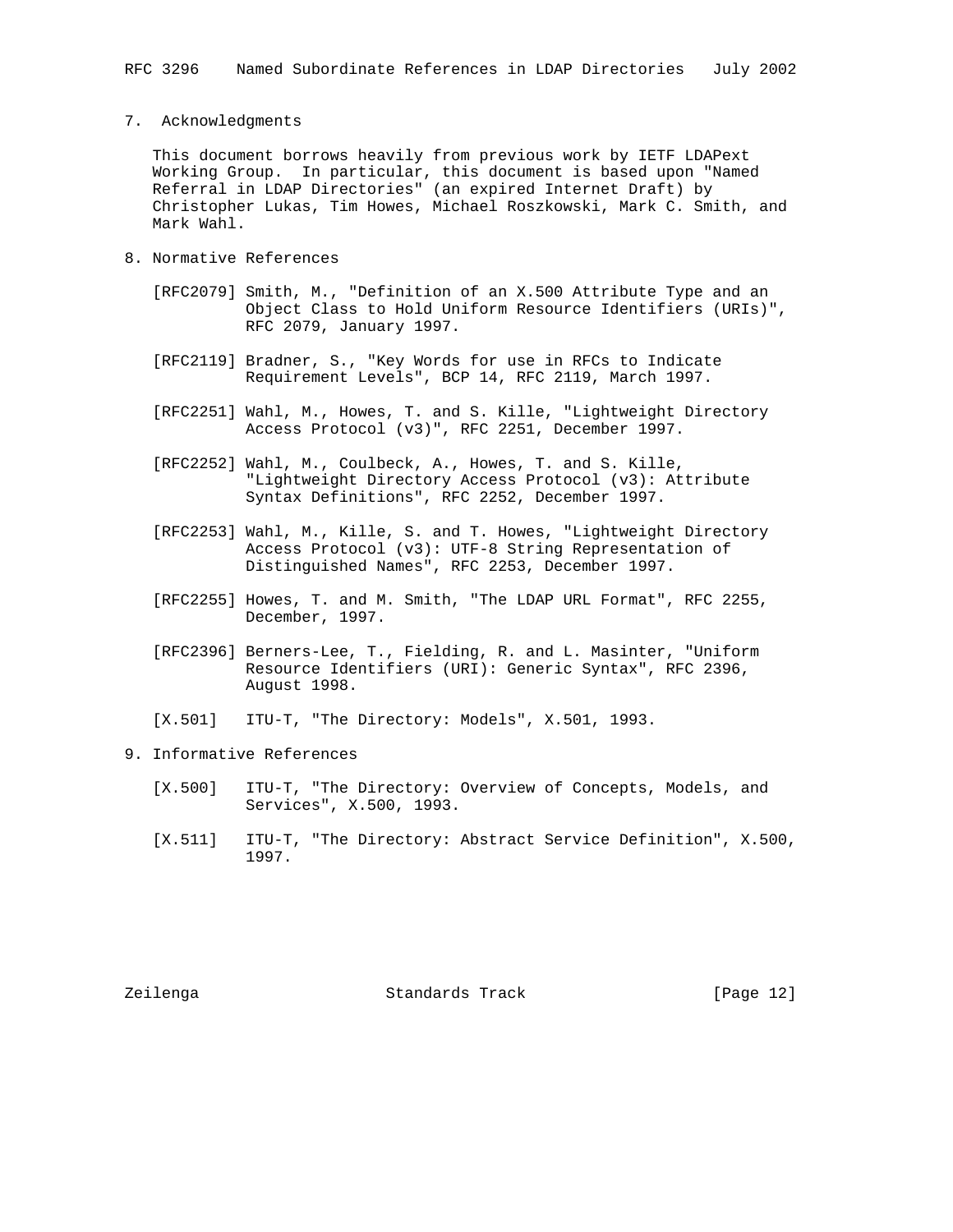## 7. Acknowledgments

This document borrows heavily from previous work by IETF LDAPext Working Group. In particular, this document is based upon "Named Referral in LDAP Directories" (an expired Internet Draft) by Christopher Lukas, Tim Howes, Michael Roszkowski, Mark C. Smith, and Mark Wahl.

## 8. Normative References

[RFC2079] Smith, M., "Definition of an X.500 Attribute Type and an Object Class to Hold Uniform Resource Identifiers (URIs)", RFC 2079, January 1997.

[RFC2119] Bradner, S., "Key Words for use in RFCs to Indicate Requirement Levels", BCP 14, RFC 2119, March 1997.

[RFC2251] Wahl, M., Howes, T. and S. Kille, "Lightweight Directory Access Protocol (v3)", RFC 2251, December 1997.

[RFC2252] Wahl, M., Coulbeck, A., Howes, T. and S. Kille, "Lightweight Directory Access Protocol (v3): Attribute Syntax Definitions", RFC 2252, December 1997.

[RFC2253] Wahl, M., Kille, S. and T. Howes, "Lightweight Directory Access Protocol (v3): UTF-8 String Representation of Distinguished Names", RFC 2253, December 1997.

[RFC2255] Howes, T. and M. Smith, "The LDAP URL Format", RFC 2255, December, 1997.

[RFC2396] Berners-Lee, T., Fielding, R. and L. Masinter, "Uniform Resource Identifiers (URI): Generic Syntax", RFC 2396, August 1998.

[X.501] ITU-T, "The Directory: Models", X.501, 1993.

## 9. Informative References

[X.500] ITU-T, "The Directory: Overview of Concepts, Models, and Services", X.500, 1993.

[X.511] ITU-T, "The Directory: Abstract Service Definition", X.500, 1997.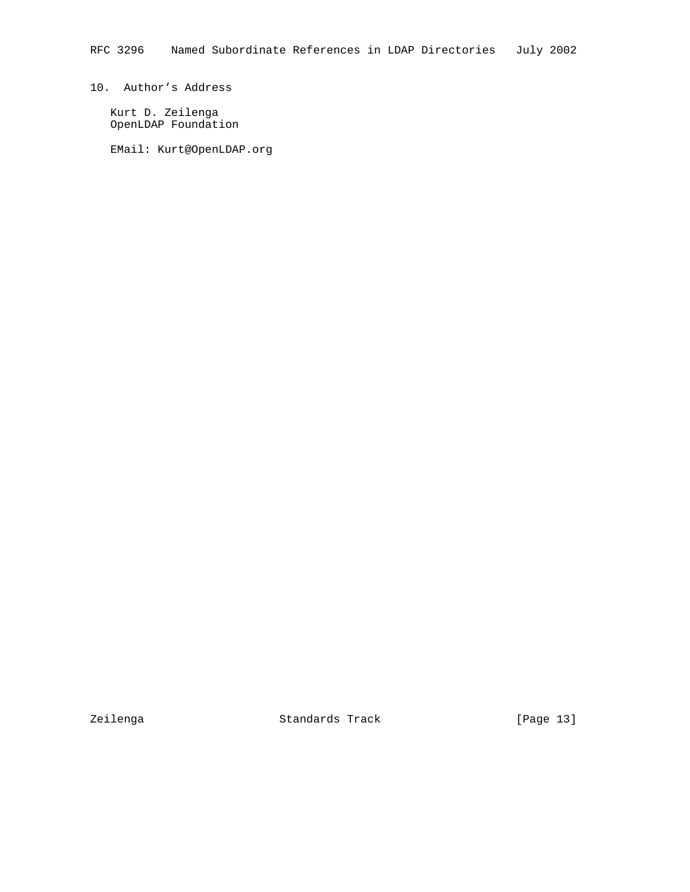## 10. Author's Address

Kurt D. Zeilenga
OpenLDAP Foundation

EMail: Kurt@OpenLDAP.org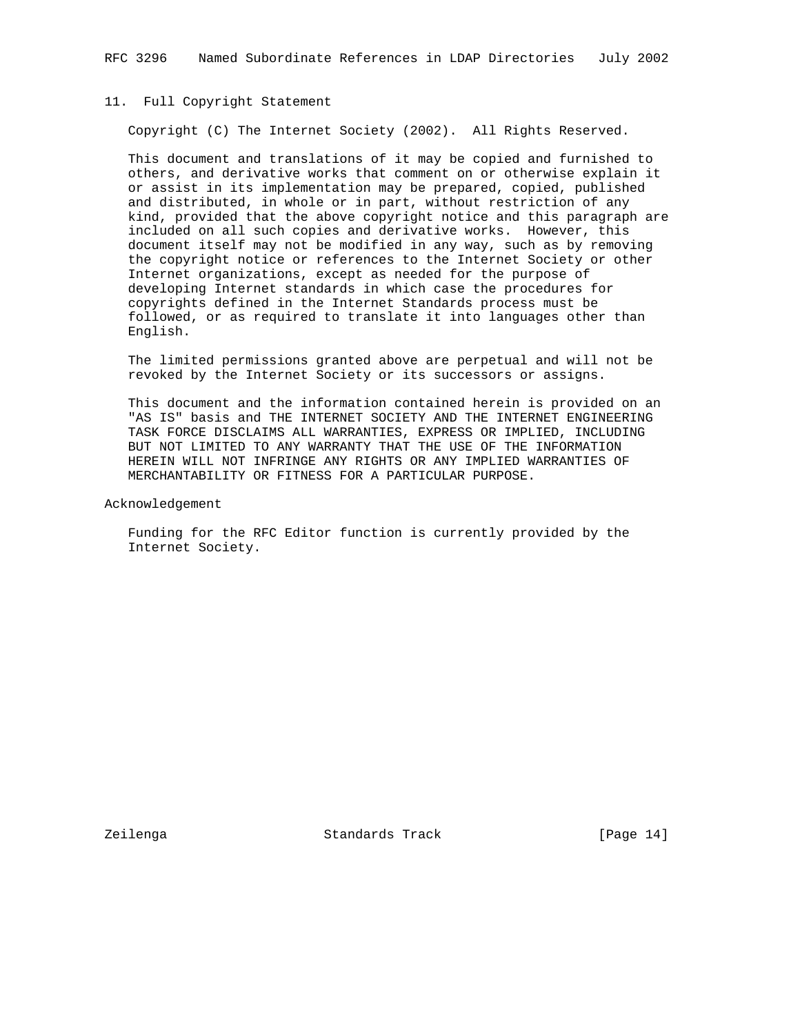## 11. Full Copyright Statement

Copyright (C) The Internet Society (2002). All Rights Reserved.

This document and translations of it may be copied and furnished to others, and derivative works that comment on or otherwise explain it or assist in its implementation may be prepared, copied, published and distributed, in whole or in part, without restriction of any kind, provided that the above copyright notice and this paragraph are included on all such copies and derivative works. However, this document itself may not be modified in any way, such as by removing the copyright notice or references to the Internet Society or other Internet organizations, except as needed for the purpose of developing Internet standards in which case the procedures for copyrights defined in the Internet Standards process must be followed, or as required to translate it into languages other than English.

The limited permissions granted above are perpetual and will not be revoked by the Internet Society or its successors or assigns.

This document and the information contained herein is provided on an "AS IS" basis and THE INTERNET SOCIETY AND THE INTERNET ENGINEERING TASK FORCE DISCLAIMS ALL WARRANTIES, EXPRESS OR IMPLIED, INCLUDING BUT NOT LIMITED TO ANY WARRANTY THAT THE USE OF THE INFORMATION HEREIN WILL NOT INFRINGE ANY RIGHTS OR ANY IMPLIED WARRANTIES OF MERCHANTABILITY OR FITNESS FOR A PARTICULAR PURPOSE.

## Acknowledgement

Funding for the RFC Editor function is currently provided by the Internet Society.